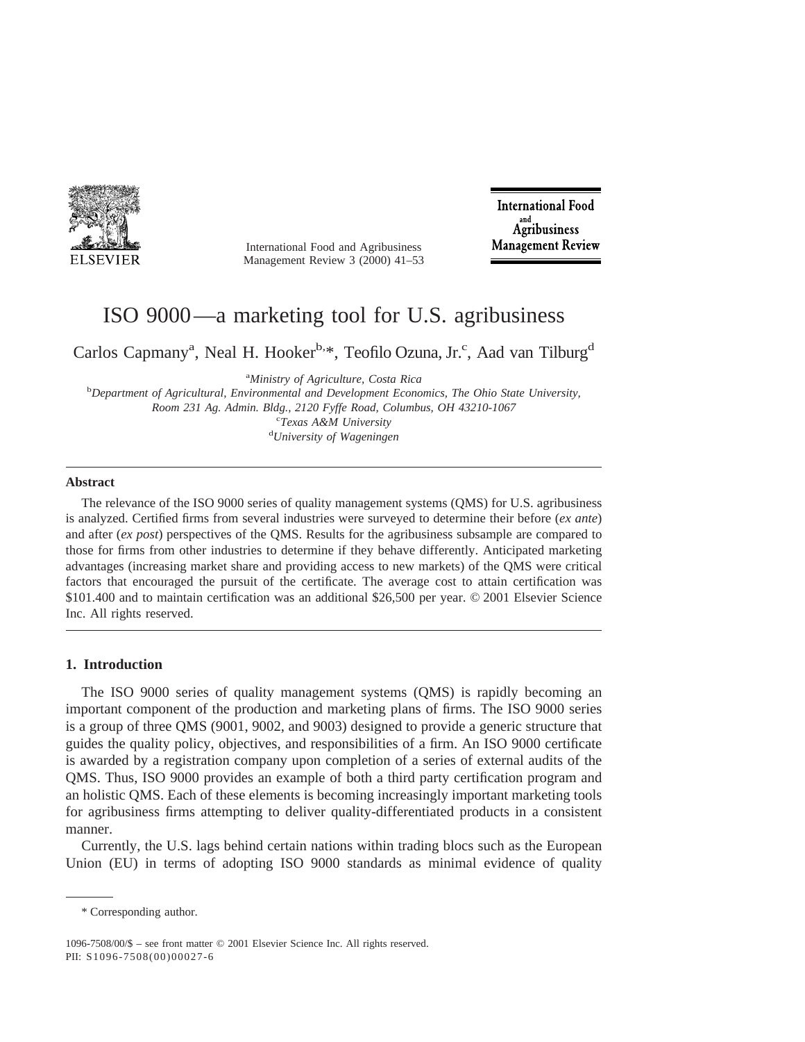# ISO 9000—a marketing tool for U.S. agribusiness

Carlos Capmany[a], Neal H. Hooker[b,*], Teofilo Ozuna, Jr.[c], Aad van Tilburg[d]

[a]*Ministry of Agriculture, Costa Rica*
[b]*Department of Agricultural, Environmental and Development Economics, The Ohio State University, Room 231 Ag. Admin. Bldg., 2120 Fyffe Road, Columbus, OH 43210-1067*
[c]*Texas A&M University*
[d]*University of Wageningen*

## Abstract

The relevance of the ISO 9000 series of quality management systems (QMS) for U.S. agribusiness is analyzed. Certified firms from several industries were surveyed to determine their before (*ex ante*) and after (*ex post*) perspectives of the QMS. Results for the agribusiness subsample are compared to those for firms from other industries to determine if they behave differently. Anticipated marketing advantages (increasing market share and providing access to new markets) of the QMS were critical factors that encouraged the pursuit of the certificate. The average cost to attain certification was $101.400 and to maintain certification was an additional $26,500 per year. © 2001 Elsevier Science Inc. All rights reserved.

## 1. Introduction

The ISO 9000 series of quality management systems (QMS) is rapidly becoming an important component of the production and marketing plans of firms. The ISO 9000 series is a group of three QMS (9001, 9002, and 9003) designed to provide a generic structure that guides the quality policy, objectives, and responsibilities of a firm. An ISO 9000 certificate is awarded by a registration company upon completion of a series of external audits of the QMS. Thus, ISO 9000 provides an example of both a third party certification program and an holistic QMS. Each of these elements is becoming increasingly important marketing tools for agribusiness firms attempting to deliver quality-differentiated products in a consistent manner.

Currently, the U.S. lags behind certain nations within trading blocs such as the European Union (EU) in terms of adopting ISO 9000 standards as minimal evidence of quality

* Corresponding author.

1096-7508/00/$ – see front matter © 2001 Elsevier Science Inc. All rights reserved.
PII: S1096-7508(00)00027-6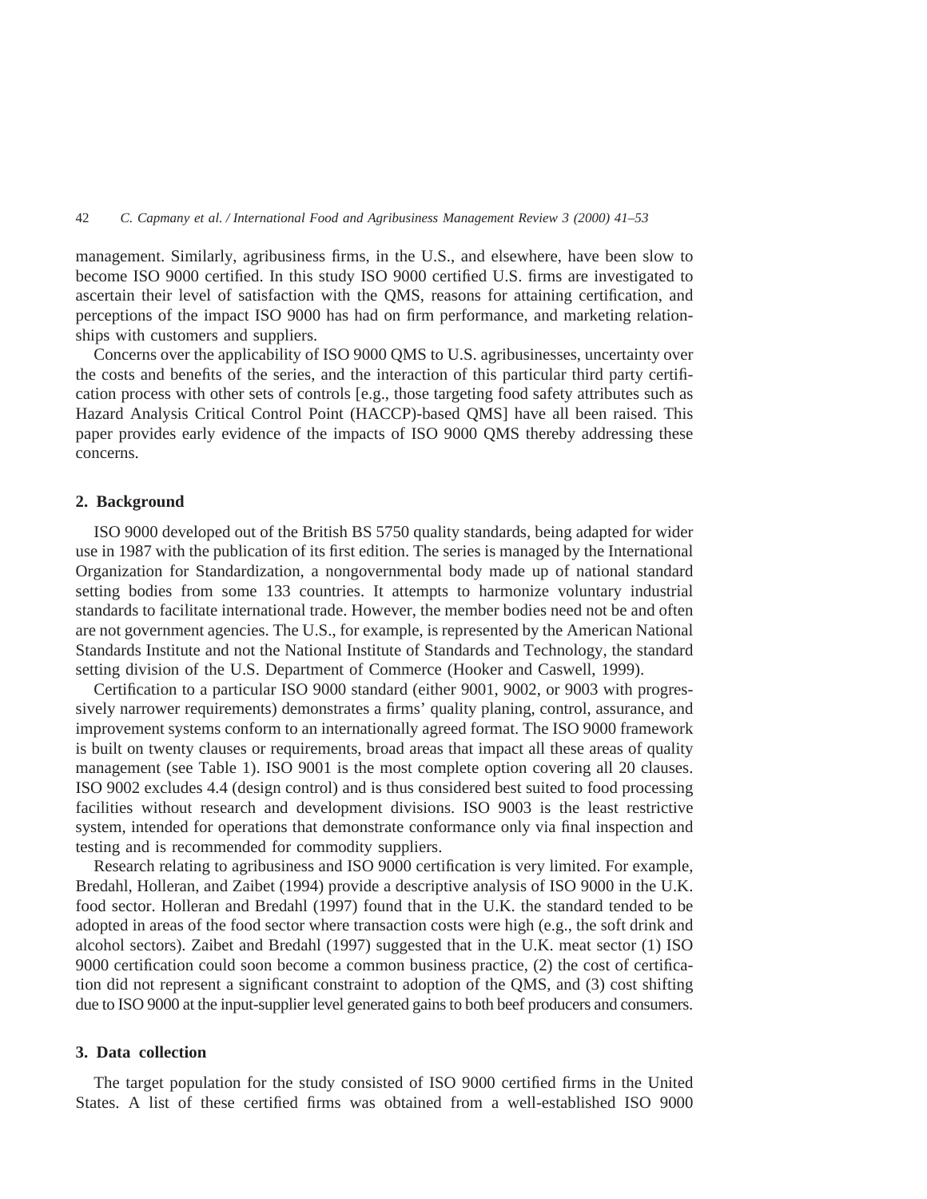management. Similarly, agribusiness firms, in the U.S., and elsewhere, have been slow to become ISO 9000 certified. In this study ISO 9000 certified U.S. firms are investigated to ascertain their level of satisfaction with the QMS, reasons for attaining certification, and perceptions of the impact ISO 9000 has had on firm performance, and marketing relationships with customers and suppliers.

Concerns over the applicability of ISO 9000 QMS to U.S. agribusinesses, uncertainty over the costs and benefits of the series, and the interaction of this particular third party certification process with other sets of controls [e.g., those targeting food safety attributes such as Hazard Analysis Critical Control Point (HACCP)-based QMS] have all been raised. This paper provides early evidence of the impacts of ISO 9000 QMS thereby addressing these concerns.

## 2. Background

ISO 9000 developed out of the British BS 5750 quality standards, being adapted for wider use in 1987 with the publication of its first edition. The series is managed by the International Organization for Standardization, a nongovernmental body made up of national standard setting bodies from some 133 countries. It attempts to harmonize voluntary industrial standards to facilitate international trade. However, the member bodies need not be and often are not government agencies. The U.S., for example, is represented by the American National Standards Institute and not the National Institute of Standards and Technology, the standard setting division of the U.S. Department of Commerce (Hooker and Caswell, 1999).

Certification to a particular ISO 9000 standard (either 9001, 9002, or 9003 with progressively narrower requirements) demonstrates a firms' quality planing, control, assurance, and improvement systems conform to an internationally agreed format. The ISO 9000 framework is built on twenty clauses or requirements, broad areas that impact all these areas of quality management (see Table 1). ISO 9001 is the most complete option covering all 20 clauses. ISO 9002 excludes 4.4 (design control) and is thus considered best suited to food processing facilities without research and development divisions. ISO 9003 is the least restrictive system, intended for operations that demonstrate conformance only via final inspection and testing and is recommended for commodity suppliers.

Research relating to agribusiness and ISO 9000 certification is very limited. For example, Bredahl, Holleran, and Zaibet (1994) provide a descriptive analysis of ISO 9000 in the U.K. food sector. Holleran and Bredahl (1997) found that in the U.K. the standard tended to be adopted in areas of the food sector where transaction costs were high (e.g., the soft drink and alcohol sectors). Zaibet and Bredahl (1997) suggested that in the U.K. meat sector (1) ISO 9000 certification could soon become a common business practice, (2) the cost of certification did not represent a significant constraint to adoption of the QMS, and (3) cost shifting due to ISO 9000 at the input-supplier level generated gains to both beef producers and consumers.

## 3. Data collection

The target population for the study consisted of ISO 9000 certified firms in the United States. A list of these certified firms was obtained from a well-established ISO 9000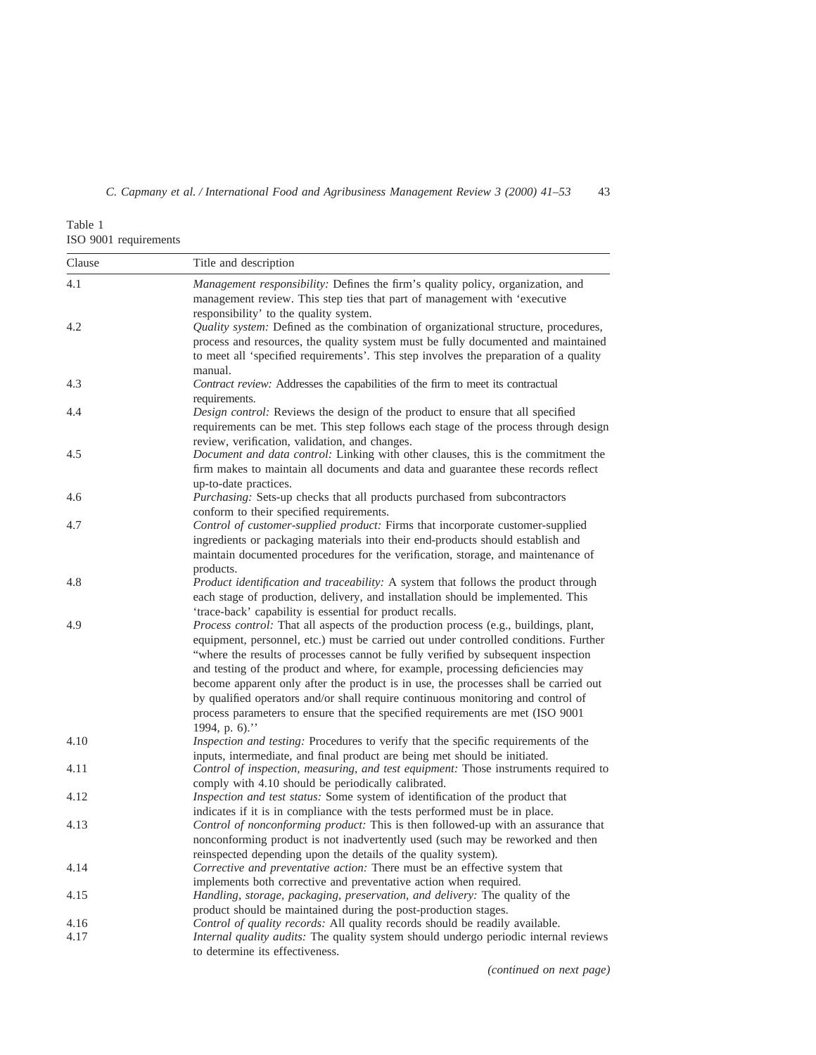Table 1
ISO 9001 requirements

| Clause | Title and description |
|---|---|
| 4.1 | *Management responsibility:* Defines the firm's quality policy, organization, and management review. This step ties that part of management with 'executive responsibility' to the quality system. |
| 4.2 | *Quality system:* Defined as the combination of organizational structure, procedures, process and resources, the quality system must be fully documented and maintained to meet all 'specified requirements'. This step involves the preparation of a quality manual. |
| 4.3 | *Contract review:* Addresses the capabilities of the firm to meet its contractual requirements. |
| 4.4 | *Design control:* Reviews the design of the product to ensure that all specified requirements can be met. This step follows each stage of the process through design review, verification, validation, and changes. |
| 4.5 | *Document and data control:* Linking with other clauses, this is the commitment the firm makes to maintain all documents and data and guarantee these records reflect up-to-date practices. |
| 4.6 | *Purchasing:* Sets-up checks that all products purchased from subcontractors conform to their specified requirements. |
| 4.7 | *Control of customer-supplied product:* Firms that incorporate customer-supplied ingredients or packaging materials into their end-products should establish and maintain documented procedures for the verification, storage, and maintenance of products. |
| 4.8 | *Product identification and traceability:* A system that follows the product through each stage of production, delivery, and installation should be implemented. This 'trace-back' capability is essential for product recalls. |
| 4.9 | *Process control:* That all aspects of the production process (e.g., buildings, plant, equipment, personnel, etc.) must be carried out under controlled conditions. Further "where the results of processes cannot be fully verified by subsequent inspection and testing of the product and where, for example, processing deficiencies may become apparent only after the product is in use, the processes shall be carried out by qualified operators and/or shall require continuous monitoring and control of process parameters to ensure that the specified requirements are met (ISO 9001 1994, p. 6)." |
| 4.10 | *Inspection and testing:* Procedures to verify that the specific requirements of the inputs, intermediate, and final product are being met should be initiated. |
| 4.11 | *Control of inspection, measuring, and test equipment:* Those instruments required to comply with 4.10 should be periodically calibrated. |
| 4.12 | *Inspection and test status:* Some system of identification of the product that indicates if it is in compliance with the tests performed must be in place. |
| 4.13 | *Control of nonconforming product:* This is then followed-up with an assurance that nonconforming product is not inadvertently used (such may be reworked and then reinspected depending upon the details of the quality system). |
| 4.14 | *Corrective and preventative action:* There must be an effective system that implements both corrective and preventative action when required. |
| 4.15 | *Handling, storage, packaging, preservation, and delivery:* The quality of the product should be maintained during the post-production stages. |
| 4.16 | *Control of quality records:* All quality records should be readily available. |
| 4.17 | *Internal quality audits:* The quality system should undergo periodic internal reviews to determine its effectiveness. |

*(continued on next page)*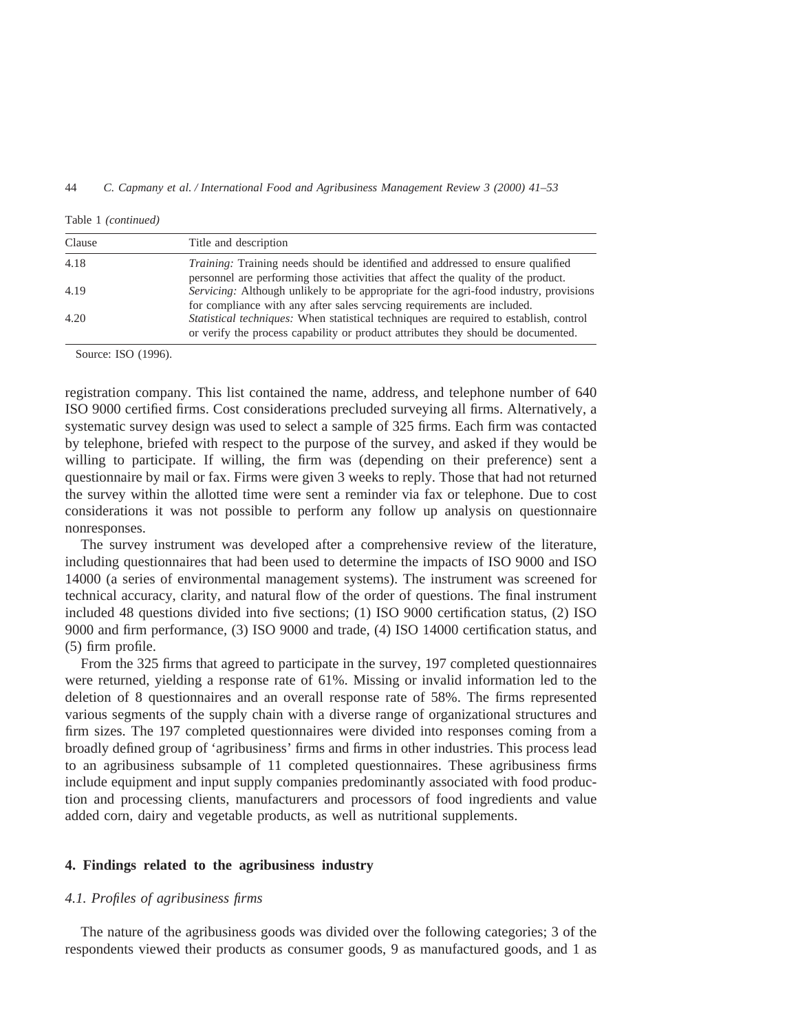Table 1 *(continued)*

| Clause | Title and description |
|---|---|
| 4.18 | *Training:* Training needs should be identified and addressed to ensure qualified personnel are performing those activities that affect the quality of the product. |
| 4.19 | *Servicing:* Although unlikely to be appropriate for the agri-food industry, provisions for compliance with any after sales servcing requirements are included. |
| 4.20 | *Statistical techniques:* When statistical techniques are required to establish, control or verify the process capability or product attributes they should be documented. |

Source: ISO (1996).

registration company. This list contained the name, address, and telephone number of 640 ISO 9000 certified firms. Cost considerations precluded surveying all firms. Alternatively, a systematic survey design was used to select a sample of 325 firms. Each firm was contacted by telephone, briefed with respect to the purpose of the survey, and asked if they would be willing to participate. If willing, the firm was (depending on their preference) sent a questionnaire by mail or fax. Firms were given 3 weeks to reply. Those that had not returned the survey within the allotted time were sent a reminder via fax or telephone. Due to cost considerations it was not possible to perform any follow up analysis on questionnaire nonresponses.

The survey instrument was developed after a comprehensive review of the literature, including questionnaires that had been used to determine the impacts of ISO 9000 and ISO 14000 (a series of environmental management systems). The instrument was screened for technical accuracy, clarity, and natural flow of the order of questions. The final instrument included 48 questions divided into five sections; (1) ISO 9000 certification status, (2) ISO 9000 and firm performance, (3) ISO 9000 and trade, (4) ISO 14000 certification status, and (5) firm profile.

From the 325 firms that agreed to participate in the survey, 197 completed questionnaires were returned, yielding a response rate of 61%. Missing or invalid information led to the deletion of 8 questionnaires and an overall response rate of 58%. The firms represented various segments of the supply chain with a diverse range of organizational structures and firm sizes. The 197 completed questionnaires were divided into responses coming from a broadly defined group of 'agribusiness' firms and firms in other industries. This process lead to an agribusiness subsample of 11 completed questionnaires. These agribusiness firms include equipment and input supply companies predominantly associated with food production and processing clients, manufacturers and processors of food ingredients and value added corn, dairy and vegetable products, as well as nutritional supplements.

## 4. Findings related to the agribusiness industry

### *4.1. Profiles of agribusiness firms*

The nature of the agribusiness goods was divided over the following categories; 3 of the respondents viewed their products as consumer goods, 9 as manufactured goods, and 1 as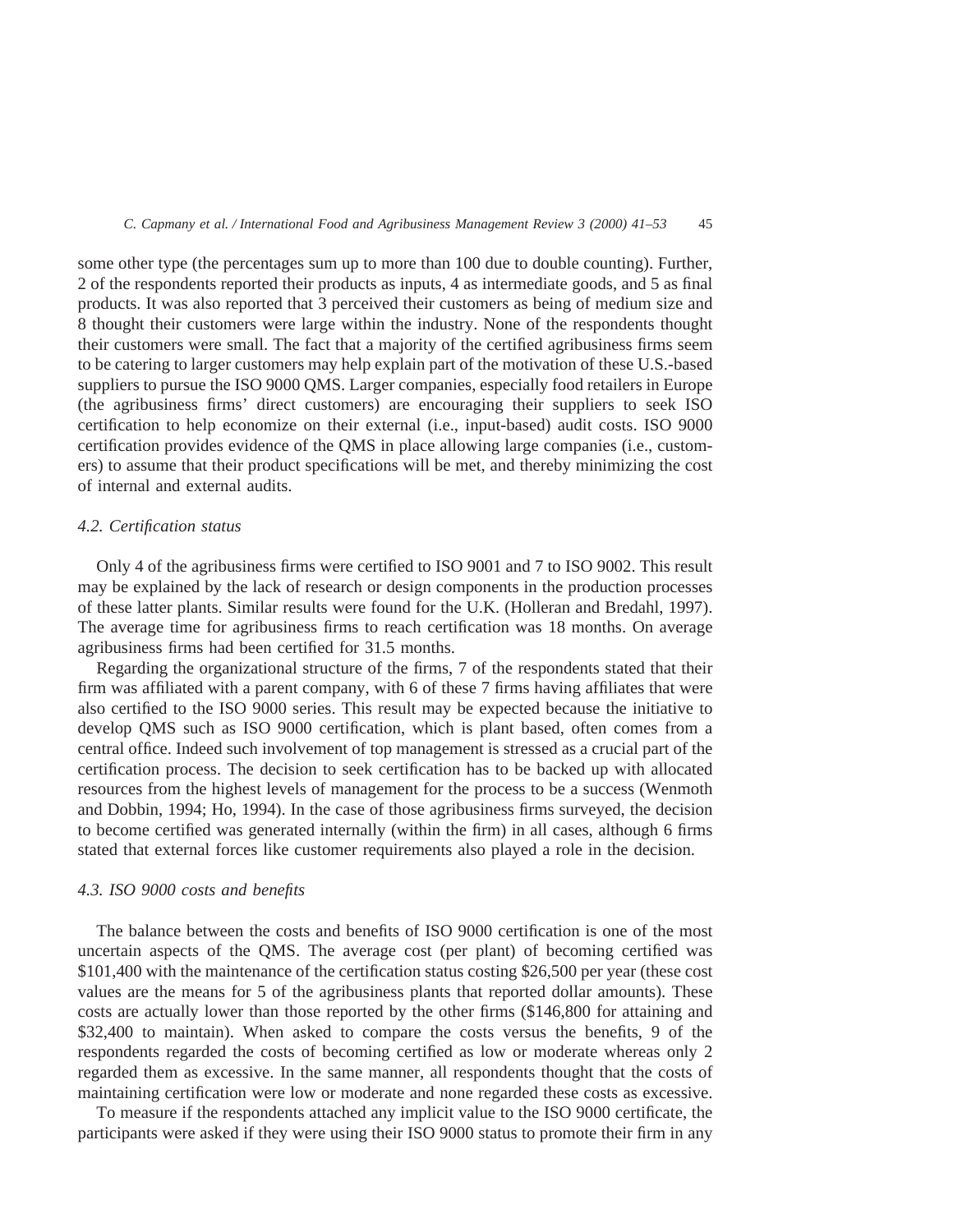some other type (the percentages sum up to more than 100 due to double counting). Further, 2 of the respondents reported their products as inputs, 4 as intermediate goods, and 5 as final products. It was also reported that 3 perceived their customers as being of medium size and 8 thought their customers were large within the industry. None of the respondents thought their customers were small. The fact that a majority of the certified agribusiness firms seem to be catering to larger customers may help explain part of the motivation of these U.S.-based suppliers to pursue the ISO 9000 QMS. Larger companies, especially food retailers in Europe (the agribusiness firms' direct customers) are encouraging their suppliers to seek ISO certification to help economize on their external (i.e., input-based) audit costs. ISO 9000 certification provides evidence of the QMS in place allowing large companies (i.e., customers) to assume that their product specifications will be met, and thereby minimizing the cost of internal and external audits.

### *4.2. Certification status*

Only 4 of the agribusiness firms were certified to ISO 9001 and 7 to ISO 9002. This result may be explained by the lack of research or design components in the production processes of these latter plants. Similar results were found for the U.K. (Holleran and Bredahl, 1997). The average time for agribusiness firms to reach certification was 18 months. On average agribusiness firms had been certified for 31.5 months.

Regarding the organizational structure of the firms, 7 of the respondents stated that their firm was affiliated with a parent company, with 6 of these 7 firms having affiliates that were also certified to the ISO 9000 series. This result may be expected because the initiative to develop QMS such as ISO 9000 certification, which is plant based, often comes from a central office. Indeed such involvement of top management is stressed as a crucial part of the certification process. The decision to seek certification has to be backed up with allocated resources from the highest levels of management for the process to be a success (Wenmoth and Dobbin, 1994; Ho, 1994). In the case of those agribusiness firms surveyed, the decision to become certified was generated internally (within the firm) in all cases, although 6 firms stated that external forces like customer requirements also played a role in the decision.

### *4.3. ISO 9000 costs and benefits*

The balance between the costs and benefits of ISO 9000 certification is one of the most uncertain aspects of the QMS. The average cost (per plant) of becoming certified was $101,400 with the maintenance of the certification status costing $26,500 per year (these cost values are the means for 5 of the agribusiness plants that reported dollar amounts). These costs are actually lower than those reported by the other firms ($146,800 for attaining and $32,400 to maintain). When asked to compare the costs versus the benefits, 9 of the respondents regarded the costs of becoming certified as low or moderate whereas only 2 regarded them as excessive. In the same manner, all respondents thought that the costs of maintaining certification were low or moderate and none regarded these costs as excessive.

To measure if the respondents attached any implicit value to the ISO 9000 certificate, the participants were asked if they were using their ISO 9000 status to promote their firm in any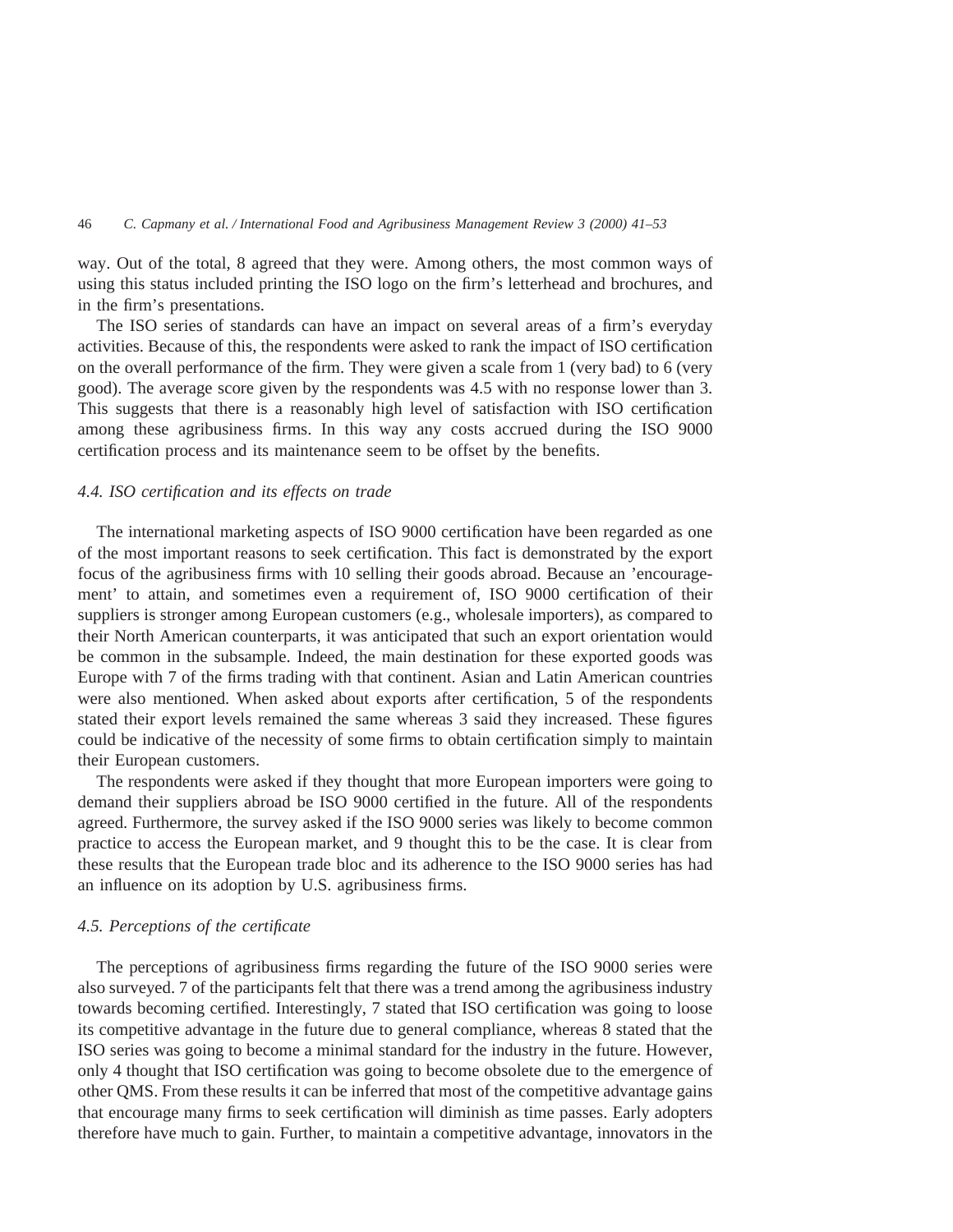way. Out of the total, 8 agreed that they were. Among others, the most common ways of using this status included printing the ISO logo on the firm's letterhead and brochures, and in the firm's presentations.

The ISO series of standards can have an impact on several areas of a firm's everyday activities. Because of this, the respondents were asked to rank the impact of ISO certification on the overall performance of the firm. They were given a scale from 1 (very bad) to 6 (very good). The average score given by the respondents was 4.5 with no response lower than 3. This suggests that there is a reasonably high level of satisfaction with ISO certification among these agribusiness firms. In this way any costs accrued during the ISO 9000 certification process and its maintenance seem to be offset by the benefits.

### *4.4. ISO certification and its effects on trade*

The international marketing aspects of ISO 9000 certification have been regarded as one of the most important reasons to seek certification. This fact is demonstrated by the export focus of the agribusiness firms with 10 selling their goods abroad. Because an 'encouragement' to attain, and sometimes even a requirement of, ISO 9000 certification of their suppliers is stronger among European customers (e.g., wholesale importers), as compared to their North American counterparts, it was anticipated that such an export orientation would be common in the subsample. Indeed, the main destination for these exported goods was Europe with 7 of the firms trading with that continent. Asian and Latin American countries were also mentioned. When asked about exports after certification, 5 of the respondents stated their export levels remained the same whereas 3 said they increased. These figures could be indicative of the necessity of some firms to obtain certification simply to maintain their European customers.

The respondents were asked if they thought that more European importers were going to demand their suppliers abroad be ISO 9000 certified in the future. All of the respondents agreed. Furthermore, the survey asked if the ISO 9000 series was likely to become common practice to access the European market, and 9 thought this to be the case. It is clear from these results that the European trade bloc and its adherence to the ISO 9000 series has had an influence on its adoption by U.S. agribusiness firms.

### *4.5. Perceptions of the certificate*

The perceptions of agribusiness firms regarding the future of the ISO 9000 series were also surveyed. 7 of the participants felt that there was a trend among the agribusiness industry towards becoming certified. Interestingly, 7 stated that ISO certification was going to loose its competitive advantage in the future due to general compliance, whereas 8 stated that the ISO series was going to become a minimal standard for the industry in the future. However, only 4 thought that ISO certification was going to become obsolete due to the emergence of other QMS. From these results it can be inferred that most of the competitive advantage gains that encourage many firms to seek certification will diminish as time passes. Early adopters therefore have much to gain. Further, to maintain a competitive advantage, innovators in the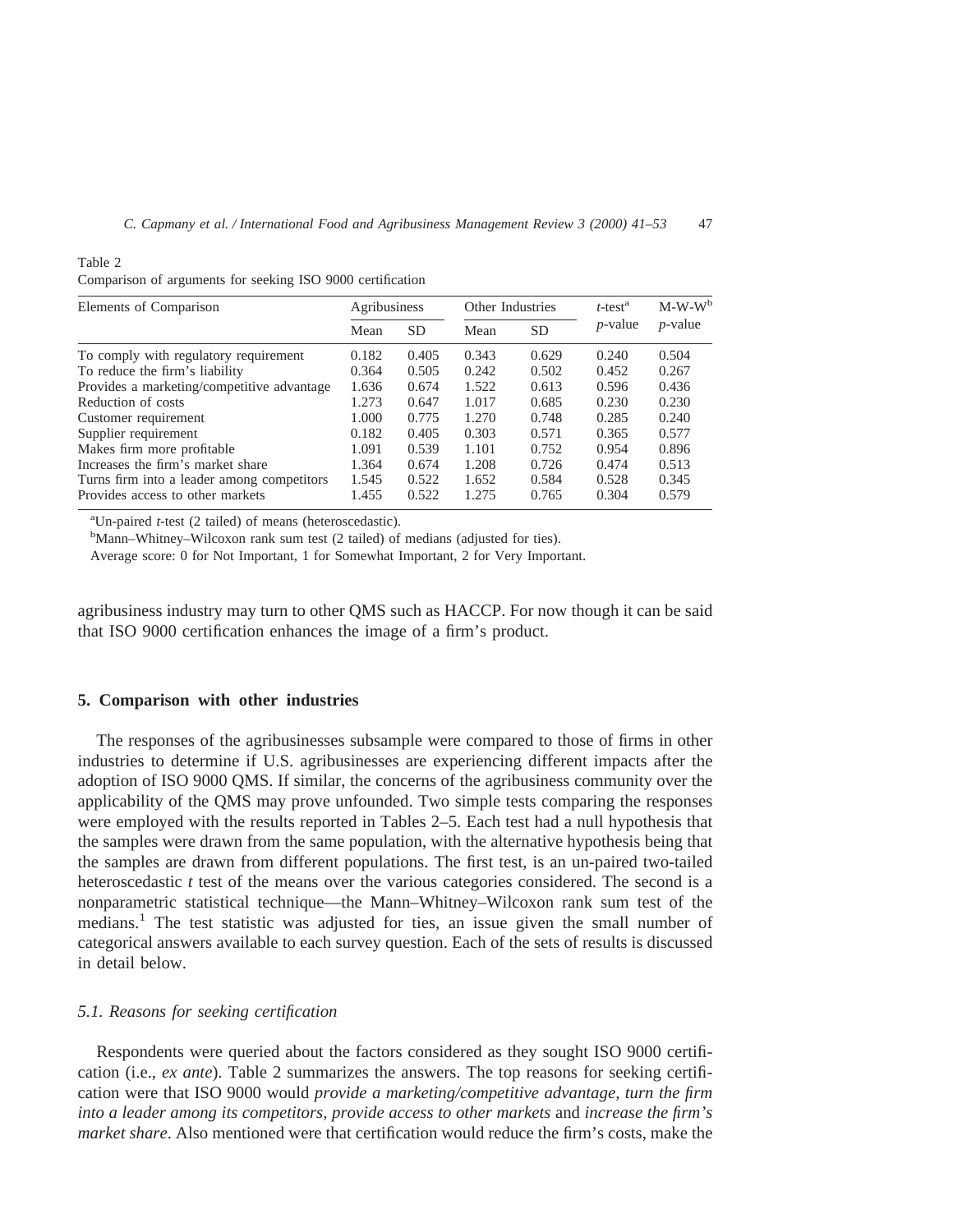Table 2
Comparison of arguments for seeking ISO 9000 certification

| Elements of Comparison | Agribusiness | | Other Industries | | *t*-test[a] | M-W-W[b] |
|---|---|---|---|---|---|---|
| | Mean | SD | Mean | SD | *p*-value | *p*-value |
| To comply with regulatory requirement | 0.182 | 0.405 | 0.343 | 0.629 | 0.240 | 0.504 |
| To reduce the firm's liability | 0.364 | 0.505 | 0.242 | 0.502 | 0.452 | 0.267 |
| Provides a marketing/competitive advantage | 1.636 | 0.674 | 1.522 | 0.613 | 0.596 | 0.436 |
| Reduction of costs | 1.273 | 0.647 | 1.017 | 0.685 | 0.230 | 0.230 |
| Customer requirement | 1.000 | 0.775 | 1.270 | 0.748 | 0.285 | 0.240 |
| Supplier requirement | 0.182 | 0.405 | 0.303 | 0.571 | 0.365 | 0.577 |
| Makes firm more profitable | 1.091 | 0.539 | 1.101 | 0.752 | 0.954 | 0.896 |
| Increases the firm's market share | 1.364 | 0.674 | 1.208 | 0.726 | 0.474 | 0.513 |
| Turns firm into a leader among competitors | 1.545 | 0.522 | 1.652 | 0.584 | 0.528 | 0.345 |
| Provides access to other markets | 1.455 | 0.522 | 1.275 | 0.765 | 0.304 | 0.579 |

[a]Un-paired *t*-test (2 tailed) of means (heteroscedastic).

[b]Mann–Whitney–Wilcoxon rank sum test (2 tailed) of medians (adjusted for ties).

Average score: 0 for Not Important, 1 for Somewhat Important, 2 for Very Important.

agribusiness industry may turn to other QMS such as HACCP. For now though it can be said that ISO 9000 certification enhances the image of a firm's product.

## 5. Comparison with other industries

The responses of the agribusinesses subsample were compared to those of firms in other industries to determine if U.S. agribusinesses are experiencing different impacts after the adoption of ISO 9000 QMS. If similar, the concerns of the agribusiness community over the applicability of the QMS may prove unfounded. Two simple tests comparing the responses were employed with the results reported in Tables 2–5. Each test had a null hypothesis that the samples were drawn from the same population, with the alternative hypothesis being that the samples are drawn from different populations. The first test, is an un-paired two-tailed heteroscedastic *t* test of the means over the various categories considered. The second is a nonparametric statistical technique—the Mann–Whitney–Wilcoxon rank sum test of the medians.[1] The test statistic was adjusted for ties, an issue given the small number of categorical answers available to each survey question. Each of the sets of results is discussed in detail below.

### 5.1. Reasons for seeking certification

Respondents were queried about the factors considered as they sought ISO 9000 certification (i.e., *ex ante*). Table 2 summarizes the answers. The top reasons for seeking certification were that ISO 9000 would *provide a marketing/competitive advantage, turn the firm into a leader among its competitors, provide access to other markets* and *increase the firm's market share*. Also mentioned were that certification would reduce the firm's costs, make the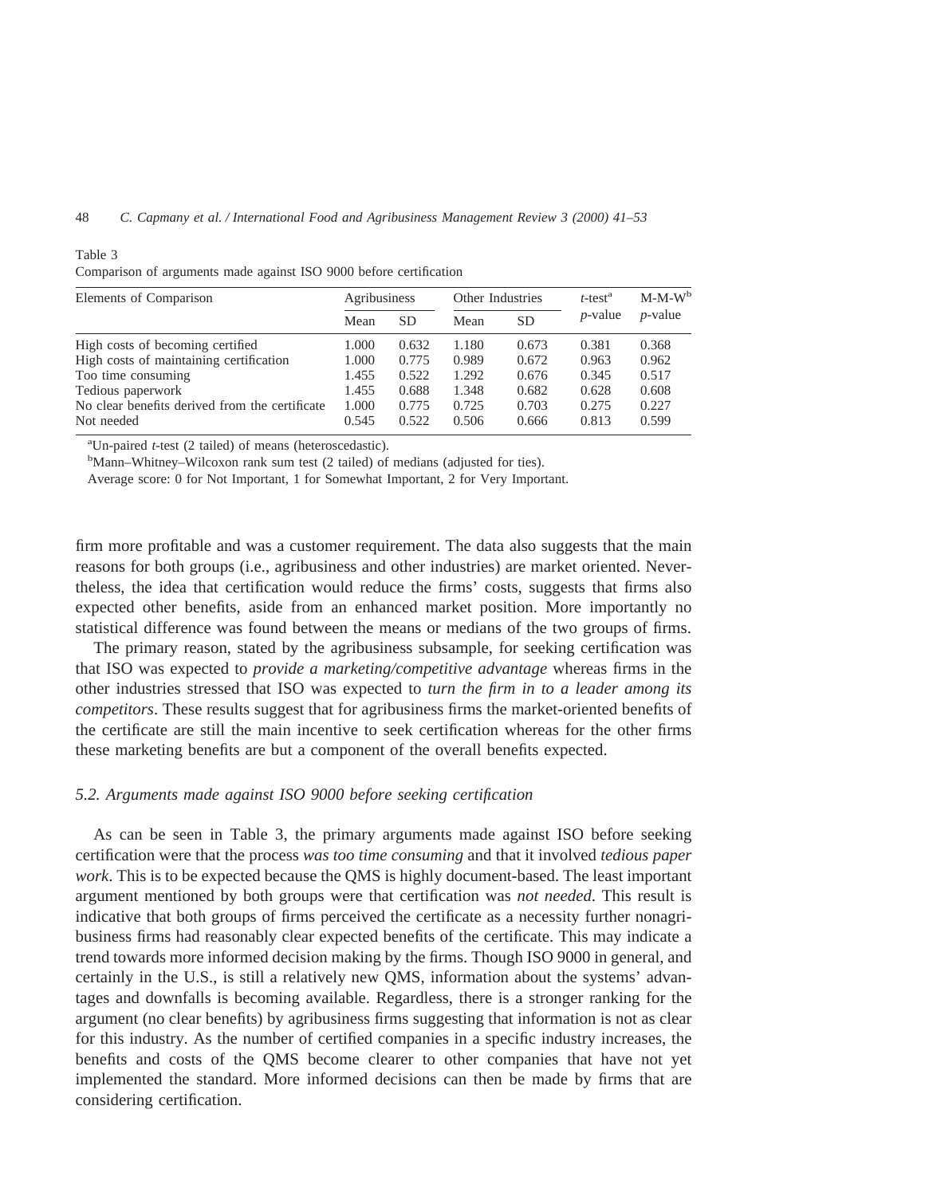Table 3
Comparison of arguments made against ISO 9000 before certification

| Elements of Comparison | Agribusiness | | Other Industries | | *t*-test[a] | M-M-W[b] |
|---|---|---|---|---|---|---|
| | Mean | SD | Mean | SD | *p*-value | *p*-value |
| High costs of becoming certified | 1.000 | 0.632 | 1.180 | 0.673 | 0.381 | 0.368 |
| High costs of maintaining certification | 1.000 | 0.775 | 0.989 | 0.672 | 0.963 | 0.962 |
| Too time consuming | 1.455 | 0.522 | 1.292 | 0.676 | 0.345 | 0.517 |
| Tedious paperwork | 1.455 | 0.688 | 1.348 | 0.682 | 0.628 | 0.608 |
| No clear benefits derived from the certificate | 1.000 | 0.775 | 0.725 | 0.703 | 0.275 | 0.227 |
| Not needed | 0.545 | 0.522 | 0.506 | 0.666 | 0.813 | 0.599 |

[a]Un-paired *t*-test (2 tailed) of means (heteroscedastic).

[b]Mann–Whitney–Wilcoxon rank sum test (2 tailed) of medians (adjusted for ties).

Average score: 0 for Not Important, 1 for Somewhat Important, 2 for Very Important.

firm more profitable and was a customer requirement. The data also suggests that the main reasons for both groups (i.e., agribusiness and other industries) are market oriented. Nevertheless, the idea that certification would reduce the firms' costs, suggests that firms also expected other benefits, aside from an enhanced market position. More importantly no statistical difference was found between the means or medians of the two groups of firms.

The primary reason, stated by the agribusiness subsample, for seeking certification was that ISO was expected to *provide a marketing/competitive advantage* whereas firms in the other industries stressed that ISO was expected to *turn the firm in to a leader among its competitors*. These results suggest that for agribusiness firms the market-oriented benefits of the certificate are still the main incentive to seek certification whereas for the other firms these marketing benefits are but a component of the overall benefits expected.

### 5.2. Arguments made against ISO 9000 before seeking certification

As can be seen in Table 3, the primary arguments made against ISO before seeking certification were that the process *was too time consuming* and that it involved *tedious paper work*. This is to be expected because the QMS is highly document-based. The least important argument mentioned by both groups were that certification was *not needed*. This result is indicative that both groups of firms perceived the certificate as a necessity further nonagribusiness firms had reasonably clear expected benefits of the certificate. This may indicate a trend towards more informed decision making by the firms. Though ISO 9000 in general, and certainly in the U.S., is still a relatively new QMS, information about the systems' advantages and downfalls is becoming available. Regardless, there is a stronger ranking for the argument (no clear benefits) by agribusiness firms suggesting that information is not as clear for this industry. As the number of certified companies in a specific industry increases, the benefits and costs of the QMS become clearer to other companies that have not yet implemented the standard. More informed decisions can then be made by firms that are considering certification.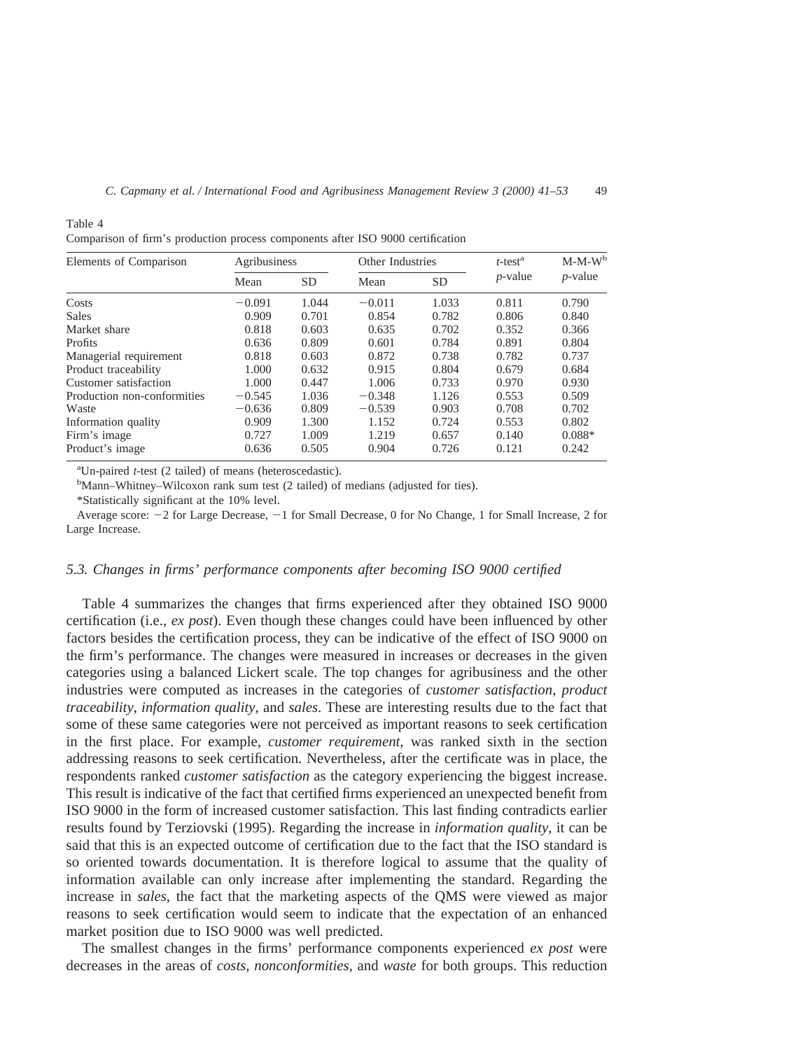Table 4
Comparison of firm's production process components after ISO 9000 certification

| Elements of Comparison | Agribusiness | | Other Industries | | *t*-test[a] | M-M-W[b] |
|---|---|---|---|---|---|---|
| | Mean | SD | Mean | SD | *p*-value | *p*-value |
| Costs | −0.091 | 1.044 | −0.011 | 1.033 | 0.811 | 0.790 |
| Sales | 0.909 | 0.701 | 0.854 | 0.782 | 0.806 | 0.840 |
| Market share | 0.818 | 0.603 | 0.635 | 0.702 | 0.352 | 0.366 |
| Profits | 0.636 | 0.809 | 0.601 | 0.784 | 0.891 | 0.804 |
| Managerial requirement | 0.818 | 0.603 | 0.872 | 0.738 | 0.782 | 0.737 |
| Product traceability | 1.000 | 0.632 | 0.915 | 0.804 | 0.679 | 0.684 |
| Customer satisfaction | 1.000 | 0.447 | 1.006 | 0.733 | 0.970 | 0.930 |
| Production non-conformities | −0.545 | 1.036 | −0.348 | 1.126 | 0.553 | 0.509 |
| Waste | −0.636 | 0.809 | −0.539 | 0.903 | 0.708 | 0.702 |
| Information quality | 0.909 | 1.300 | 1.152 | 0.724 | 0.553 | 0.802 |
| Firm's image | 0.727 | 1.009 | 1.219 | 0.657 | 0.140 | 0.088* |
| Product's image | 0.636 | 0.505 | 0.904 | 0.726 | 0.121 | 0.242 |

[a]Un-paired *t*-test (2 tailed) of means (heteroscedastic).

[b]Mann–Whitney–Wilcoxon rank sum test (2 tailed) of medians (adjusted for ties).

*Statistically significant at the 10% level.

Average score: −2 for Large Decrease, −1 for Small Decrease, 0 for No Change, 1 for Small Increase, 2 for Large Increase.

### *5.3. Changes in firms' performance components after becoming ISO 9000 certified*

Table 4 summarizes the changes that firms experienced after they obtained ISO 9000 certification (i.e., *ex post*). Even though these changes could have been influenced by other factors besides the certification process, they can be indicative of the effect of ISO 9000 on the firm's performance. The changes were measured in increases or decreases in the given categories using a balanced Lickert scale. The top changes for agribusiness and the other industries were computed as increases in the categories of *customer satisfaction*, *product traceability*, *information quality*, and *sales*. These are interesting results due to the fact that some of these same categories were not perceived as important reasons to seek certification in the first place. For example, *customer requirement*, was ranked sixth in the section addressing reasons to seek certification. Nevertheless, after the certificate was in place, the respondents ranked *customer satisfaction* as the category experiencing the biggest increase. This result is indicative of the fact that certified firms experienced an unexpected benefit from ISO 9000 in the form of increased customer satisfaction. This last finding contradicts earlier results found by Terziovski (1995). Regarding the increase in *information quality*, it can be said that this is an expected outcome of certification due to the fact that the ISO standard is so oriented towards documentation. It is therefore logical to assume that the quality of information available can only increase after implementing the standard. Regarding the increase in *sales*, the fact that the marketing aspects of the QMS were viewed as major reasons to seek certification would seem to indicate that the expectation of an enhanced market position due to ISO 9000 was well predicted.

The smallest changes in the firms' performance components experienced *ex post* were decreases in the areas of *costs*, *nonconformities*, and *waste* for both groups. This reduction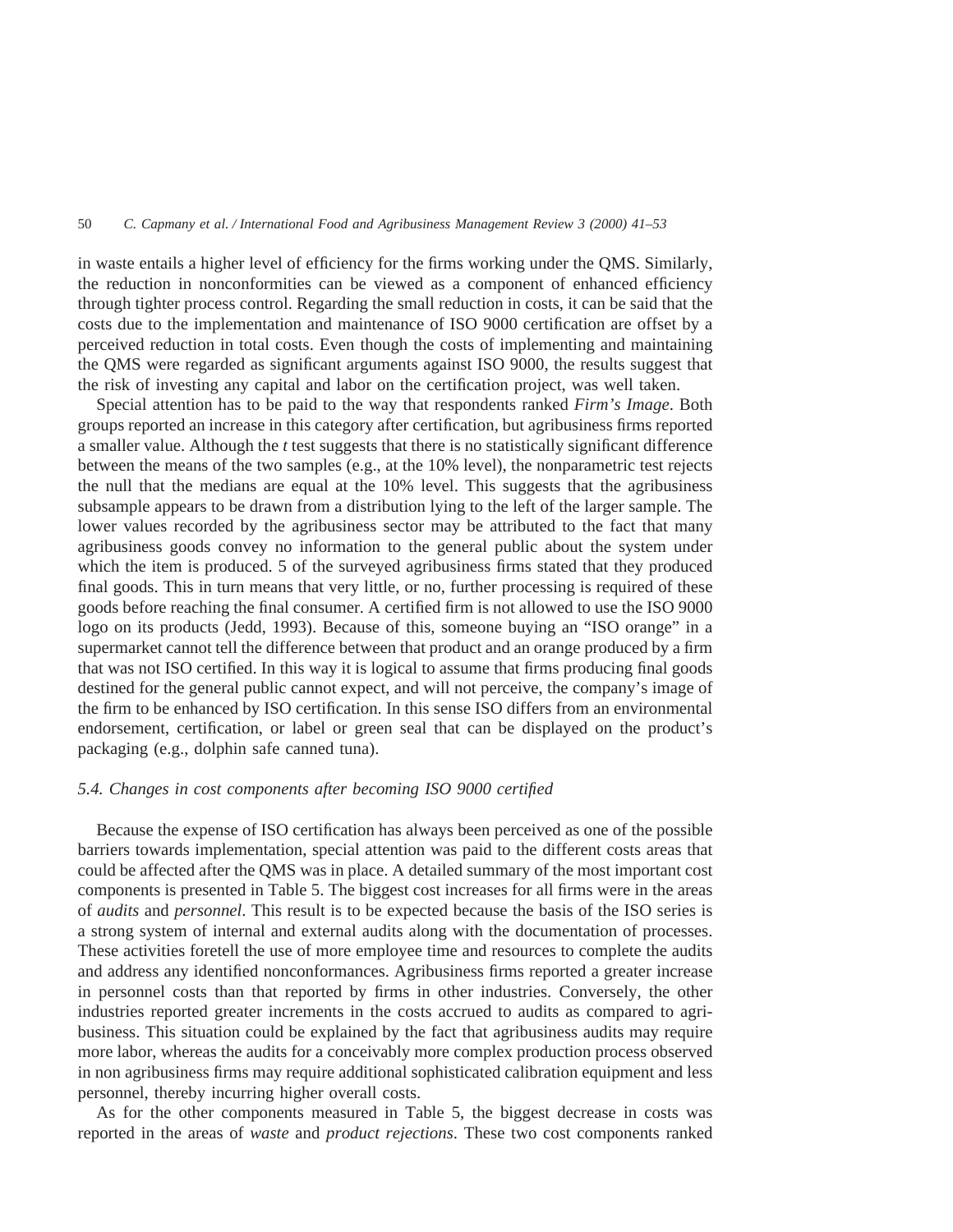in waste entails a higher level of efficiency for the firms working under the QMS. Similarly, the reduction in nonconformities can be viewed as a component of enhanced efficiency through tighter process control. Regarding the small reduction in costs, it can be said that the costs due to the implementation and maintenance of ISO 9000 certification are offset by a perceived reduction in total costs. Even though the costs of implementing and maintaining the QMS were regarded as significant arguments against ISO 9000, the results suggest that the risk of investing any capital and labor on the certification project, was well taken.

Special attention has to be paid to the way that respondents ranked *Firm's Image*. Both groups reported an increase in this category after certification, but agribusiness firms reported a smaller value. Although the *t* test suggests that there is no statistically significant difference between the means of the two samples (e.g., at the 10% level), the nonparametric test rejects the null that the medians are equal at the 10% level. This suggests that the agribusiness subsample appears to be drawn from a distribution lying to the left of the larger sample. The lower values recorded by the agribusiness sector may be attributed to the fact that many agribusiness goods convey no information to the general public about the system under which the item is produced. 5 of the surveyed agribusiness firms stated that they produced final goods. This in turn means that very little, or no, further processing is required of these goods before reaching the final consumer. A certified firm is not allowed to use the ISO 9000 logo on its products (Jedd, 1993). Because of this, someone buying an "ISO orange" in a supermarket cannot tell the difference between that product and an orange produced by a firm that was not ISO certified. In this way it is logical to assume that firms producing final goods destined for the general public cannot expect, and will not perceive, the company's image of the firm to be enhanced by ISO certification. In this sense ISO differs from an environmental endorsement, certification, or label or green seal that can be displayed on the product's packaging (e.g., dolphin safe canned tuna).

### *5.4. Changes in cost components after becoming ISO 9000 certified*

Because the expense of ISO certification has always been perceived as one of the possible barriers towards implementation, special attention was paid to the different costs areas that could be affected after the QMS was in place. A detailed summary of the most important cost components is presented in Table 5. The biggest cost increases for all firms were in the areas of *audits* and *personnel*. This result is to be expected because the basis of the ISO series is a strong system of internal and external audits along with the documentation of processes. These activities foretell the use of more employee time and resources to complete the audits and address any identified nonconformances. Agribusiness firms reported a greater increase in personnel costs than that reported by firms in other industries. Conversely, the other industries reported greater increments in the costs accrued to audits as compared to agribusiness. This situation could be explained by the fact that agribusiness audits may require more labor, whereas the audits for a conceivably more complex production process observed in non agribusiness firms may require additional sophisticated calibration equipment and less personnel, thereby incurring higher overall costs.

As for the other components measured in Table 5, the biggest decrease in costs was reported in the areas of *waste* and *product rejections*. These two cost components ranked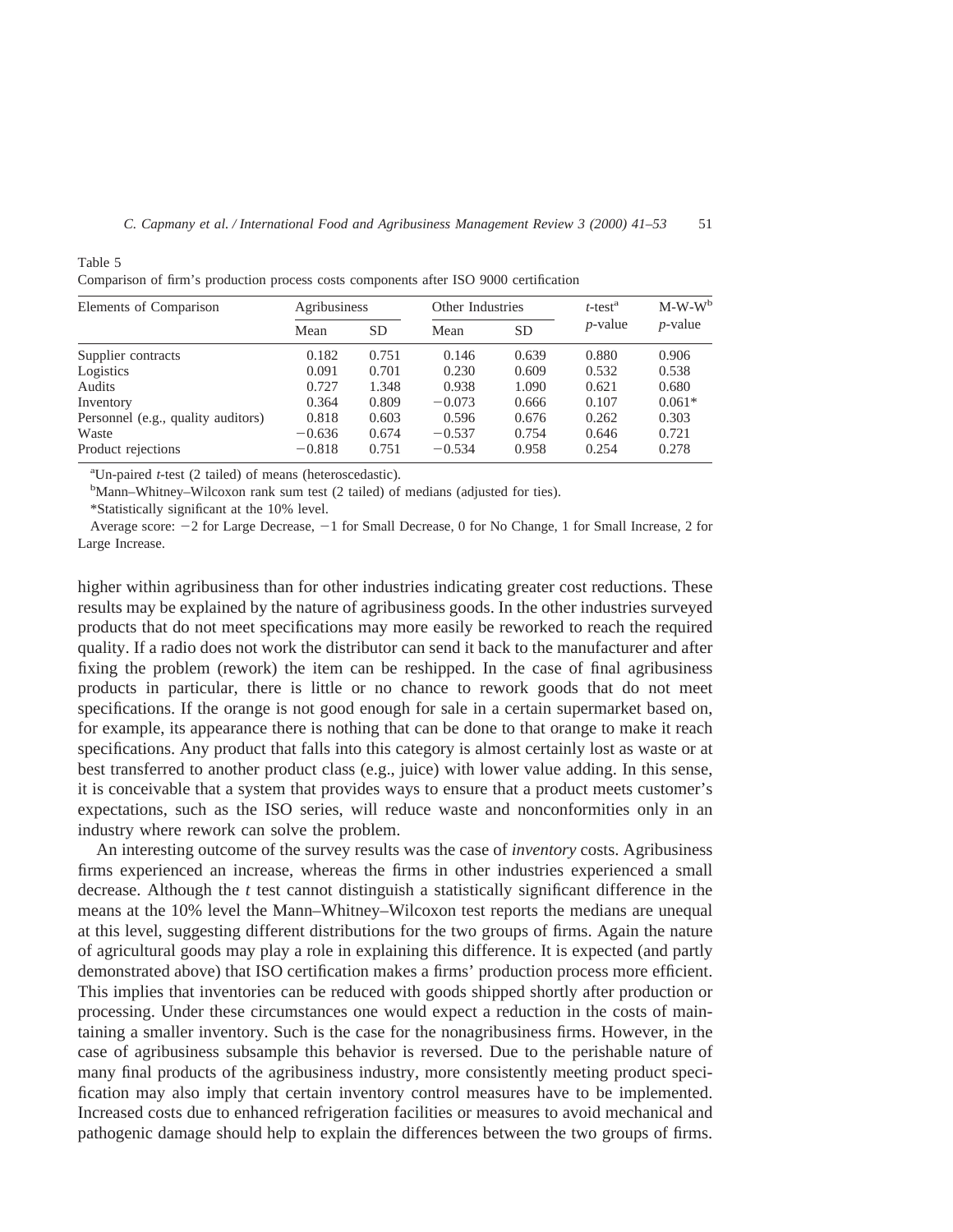Table 5
Comparison of firm's production process costs components after ISO 9000 certification

| Elements of Comparison | Agribusiness | | Other Industries | | *t*-test[a] | M-W-W[b] |
|---|---|---|---|---|---|---|
| | Mean | SD | Mean | SD | *p*-value | *p*-value |
| Supplier contracts | 0.182 | 0.751 | 0.146 | 0.639 | 0.880 | 0.906 |
| Logistics | 0.091 | 0.701 | 0.230 | 0.609 | 0.532 | 0.538 |
| Audits | 0.727 | 1.348 | 0.938 | 1.090 | 0.621 | 0.680 |
| Inventory | 0.364 | 0.809 | −0.073 | 0.666 | 0.107 | 0.061* |
| Personnel (e.g., quality auditors) | 0.818 | 0.603 | 0.596 | 0.676 | 0.262 | 0.303 |
| Waste | −0.636 | 0.674 | −0.537 | 0.754 | 0.646 | 0.721 |
| Product rejections | −0.818 | 0.751 | −0.534 | 0.958 | 0.254 | 0.278 |

[a]Un-paired *t*-test (2 tailed) of means (heteroscedastic).

[b]Mann–Whitney–Wilcoxon rank sum test (2 tailed) of medians (adjusted for ties).

*Statistically significant at the 10% level.

Average score: −2 for Large Decrease, −1 for Small Decrease, 0 for No Change, 1 for Small Increase, 2 for Large Increase.

higher within agribusiness than for other industries indicating greater cost reductions. These results may be explained by the nature of agribusiness goods. In the other industries surveyed products that do not meet specifications may more easily be reworked to reach the required quality. If a radio does not work the distributor can send it back to the manufacturer and after fixing the problem (rework) the item can be reshipped. In the case of final agribusiness products in particular, there is little or no chance to rework goods that do not meet specifications. If the orange is not good enough for sale in a certain supermarket based on, for example, its appearance there is nothing that can be done to that orange to make it reach specifications. Any product that falls into this category is almost certainly lost as waste or at best transferred to another product class (e.g., juice) with lower value adding. In this sense, it is conceivable that a system that provides ways to ensure that a product meets customer's expectations, such as the ISO series, will reduce waste and nonconformities only in an industry where rework can solve the problem.

An interesting outcome of the survey results was the case of *inventory* costs. Agribusiness firms experienced an increase, whereas the firms in other industries experienced a small decrease. Although the *t* test cannot distinguish a statistically significant difference in the means at the 10% level the Mann–Whitney–Wilcoxon test reports the medians are unequal at this level, suggesting different distributions for the two groups of firms. Again the nature of agricultural goods may play a role in explaining this difference. It is expected (and partly demonstrated above) that ISO certification makes a firms' production process more efficient. This implies that inventories can be reduced with goods shipped shortly after production or processing. Under these circumstances one would expect a reduction in the costs of maintaining a smaller inventory. Such is the case for the nonagribusiness firms. However, in the case of agribusiness subsample this behavior is reversed. Due to the perishable nature of many final products of the agribusiness industry, more consistently meeting product specification may also imply that certain inventory control measures have to be implemented. Increased costs due to enhanced refrigeration facilities or measures to avoid mechanical and pathogenic damage should help to explain the differences between the two groups of firms.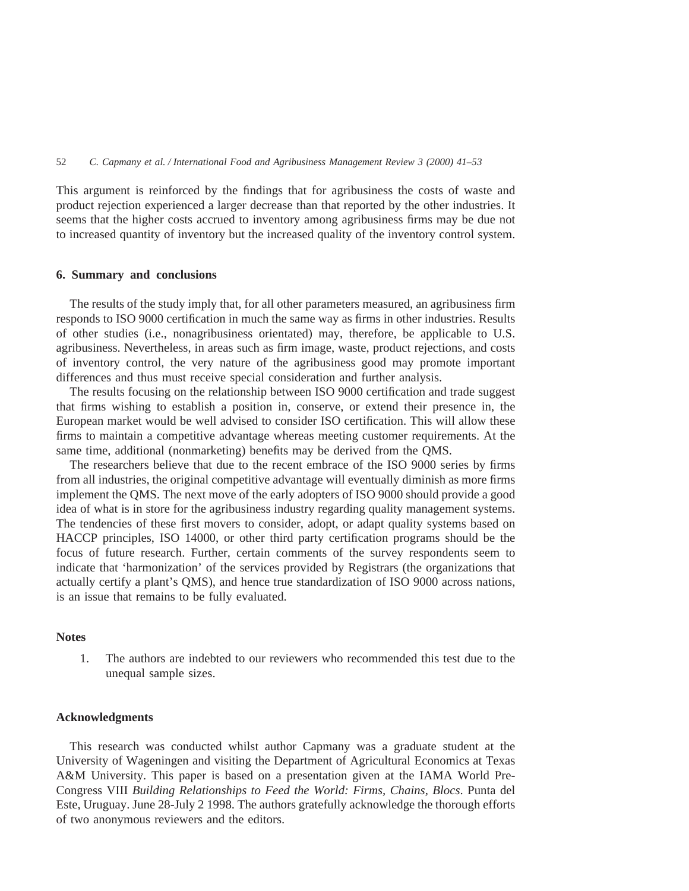This argument is reinforced by the findings that for agribusiness the costs of waste and product rejection experienced a larger decrease than that reported by the other industries. It seems that the higher costs accrued to inventory among agribusiness firms may be due not to increased quantity of inventory but the increased quality of the inventory control system.

## 6. Summary and conclusions

The results of the study imply that, for all other parameters measured, an agribusiness firm responds to ISO 9000 certification in much the same way as firms in other industries. Results of other studies (i.e., nonagribusiness orientated) may, therefore, be applicable to U.S. agribusiness. Nevertheless, in areas such as firm image, waste, product rejections, and costs of inventory control, the very nature of the agribusiness good may promote important differences and thus must receive special consideration and further analysis.

The results focusing on the relationship between ISO 9000 certification and trade suggest that firms wishing to establish a position in, conserve, or extend their presence in, the European market would be well advised to consider ISO certification. This will allow these firms to maintain a competitive advantage whereas meeting customer requirements. At the same time, additional (nonmarketing) benefits may be derived from the QMS.

The researchers believe that due to the recent embrace of the ISO 9000 series by firms from all industries, the original competitive advantage will eventually diminish as more firms implement the QMS. The next move of the early adopters of ISO 9000 should provide a good idea of what is in store for the agribusiness industry regarding quality management systems. The tendencies of these first movers to consider, adopt, or adapt quality systems based on HACCP principles, ISO 14000, or other third party certification programs should be the focus of future research. Further, certain comments of the survey respondents seem to indicate that 'harmonization' of the services provided by Registrars (the organizations that actually certify a plant's QMS), and hence true standardization of ISO 9000 across nations, is an issue that remains to be fully evaluated.

## Notes

1. The authors are indebted to our reviewers who recommended this test due to the unequal sample sizes.

## Acknowledgments

This research was conducted whilst author Capmany was a graduate student at the University of Wageningen and visiting the Department of Agricultural Economics at Texas A&M University. This paper is based on a presentation given at the IAMA World Pre-Congress VIII *Building Relationships to Feed the World: Firms, Chains, Blocs*. Punta del Este, Uruguay. June 28-July 2 1998. The authors gratefully acknowledge the thorough efforts of two anonymous reviewers and the editors.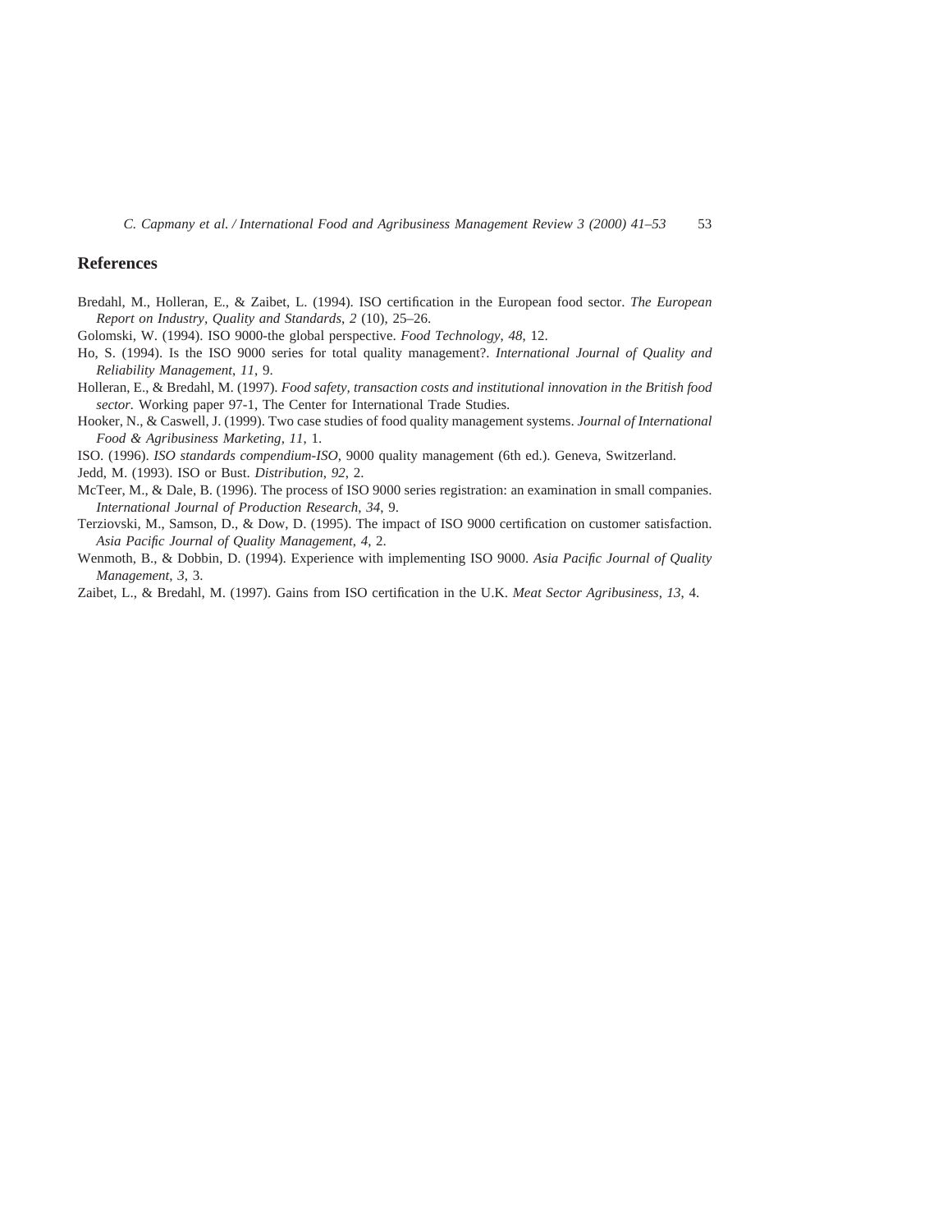## References

Bredahl, M., Holleran, E., & Zaibet, L. (1994). ISO certification in the European food sector. *The European Report on Industry, Quality and Standards*, *2* (10), 25–26.

Golomski, W. (1994). ISO 9000-the global perspective. *Food Technology*, *48*, 12.

Ho, S. (1994). Is the ISO 9000 series for total quality management?. *International Journal of Quality and Reliability Management*, *11*, 9.

Holleran, E., & Bredahl, M. (1997). *Food safety, transaction costs and institutional innovation in the British food sector.* Working paper 97-1, The Center for International Trade Studies.

Hooker, N., & Caswell, J. (1999). Two case studies of food quality management systems. *Journal of International Food & Agribusiness Marketing*, *11*, 1.

ISO. (1996). *ISO standards compendium-ISO*, 9000 quality management (6th ed.). Geneva, Switzerland.

Jedd, M. (1993). ISO or Bust. *Distribution*, *92*, 2.

McTeer, M., & Dale, B. (1996). The process of ISO 9000 series registration: an examination in small companies. *International Journal of Production Research*, *34*, 9.

Terziovski, M., Samson, D., & Dow, D. (1995). The impact of ISO 9000 certification on customer satisfaction. *Asia Pacific Journal of Quality Management*, *4*, 2.

Wenmoth, B., & Dobbin, D. (1994). Experience with implementing ISO 9000. *Asia Pacific Journal of Quality Management*, *3*, 3.

Zaibet, L., & Bredahl, M. (1997). Gains from ISO certification in the U.K. *Meat Sector Agribusiness*, *13*, 4.